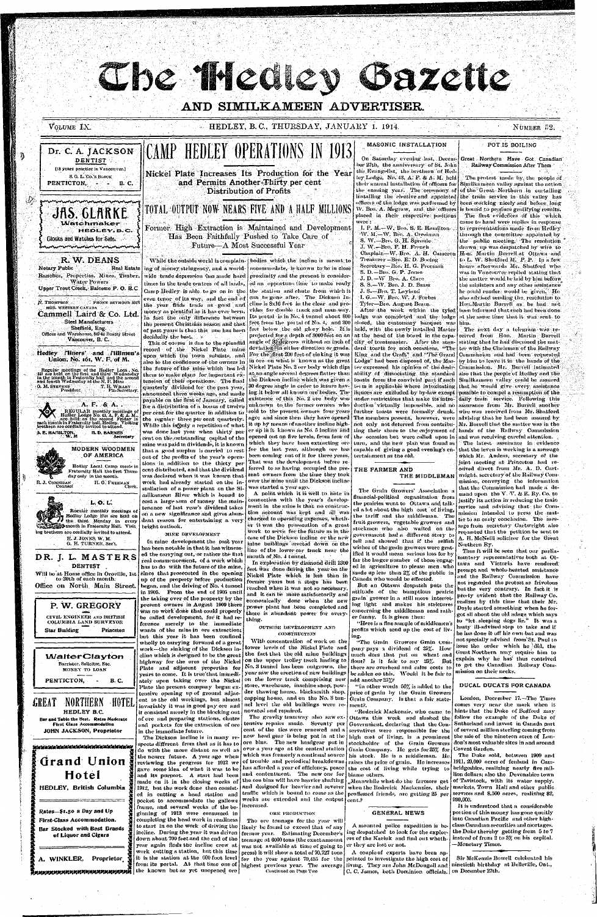# The Hedley Gazette

## AND SIMILKAMEEN ADVERTISER.

VOLUME IX. HEDLEY, B.C., THURSDAY, JANUARY 1. 1914. NUMBER 52.

**Dr. C. A. JACKSON**
DENTIST
(18 years practice in Vancouver.)
S. O. L. Co.'s BLOCK
PENTICTON, - - B. C.

**JAS. CLARKE**
Watchmaker
HEDLEY, B.C.
Clocks and Watches for Sale.

**R. W. DEANS**
Notary Public Real Estate
Ranches, Properties, Mines, Timber, Water Powers
Upper Trout Creek, Balcome P. O. B.C.

N. THOMPSON PHONE SEYMOUR 5913
MGR. WESTERN CANADA
**Cammell Laird & Co. Ltd.**
Steel Manufacturers
Sheffield, Eng.
Offices and Warehouse, 847-63 Beatty Street
Vancouver, B. C.

**Hedley Miners' and Millmen's Union, No. 161, W. F. of M.**
Regular meetings of the Hedley Local, No. 161 are held on the first and third Wednesday in the month in Fraternity hall and the second and fourth Wednesday at the N. P. Mine
O. M. STEVENS T. H. WILLEY
President Fin-Secretary

**A. F. & A. M.**
REGULAR monthly meetings of Hedley Lodge No. 43, A. F. & A. M. are held on the second Friday in each month in Fraternity hall, Hedley. Visiting brethren are cordially invited to attend.
S. E. HAMILTON, H. D. BARNES
W. M. Secretary

**MODERN WOODMEN OF AMERICA**
Hedley Local Camp meets in Fraternity Hall the first Thursday only in the month.
R. J. CORRIGAN H. G. FREEMAN
Consul Clerk.

**L. O. L.**
Regular monthly meetings of Hedley Lodge 1744 are held on the third Monday in every month in Fraternity Hall. Visiting brethren are cordially invited to attend.
H. J. JONES, W. M.
G. H. TURNER, Sec't.

**DR. J. L. MASTERS**
DENTIST
Will be at Home office in Oroville, 1st to 20th of each month.
Office on North Main Street.

**P. W. GREGORY**
CIVIL ENGINEER AND BRITISH COLUMBIA LAND SURVEYOR
Star Building Princeton

**Walter Clayton**
Barrister, Solicitor, Etc.
MONEY TO LOAN
PENTICTON, - - B. C.

**GREAT NORTHERN HOTEL**
HEDLEY B.C.
Bar and Table the Best. Rates Moderate
First Class Accommodation
JOHN JACKSON, Proprietor

**Grand Union Hotel**
HEDLEY, British Columbia
Rates—$1.50 a Day and Up
First-Class Accommodation.
Bar Stocked with Best Brands of Liquor and Cigars
A. WINKLER, Proprietor.

# CAMP HEDLEY OPERATIONS IN 1913

## Nickel Plate Increases Its Production for the Year and Permits Another Thirty per cent Distribution of Profits

## TOTAL OUTPUT NOW NEARS FIVE AND A HALF MILLIONS

### Former High Extraction is Maintained and Development Has Been Faithfully Pushed to Take Care of Future—A Most Successful Year

While the outside world is complaining of money stringency, and a world-wide trade depression has made hard times in the trade centres of all lands, Camp Hedley is able to go on in the even tenor of its way, and the end of the year finds trade as good and money as plentiful as it has ever been. In fact the only difference between the present Christmas season and that of past years is that this one has been decidedly the best.

This of course is due to the splendid record of the Nickel Plate mine upon which the town subsists, and also to the confidence of the owners in the future of the mine which has led them to make plans for important extension of their operations. The final quarterly dividend for the past year, announced three weeks ago, and made payable on the first of January, called for a distribution of a bonus of twelve per cent for the quarter in addition to the regular three per cent quarterly. While this is only a repetition of what was done last year when thirty per cent on the outstanding capital of the mine was paid in dividends, it is known that a good surplus is carried to rest out of the profits of the year's operations in addition to the thirty per cent distributed, and that the dividend was declared when it was known that work had already started on the installation of a power plant on the Similkameen River which is bound to cost a large sum of money the maintenance of last year's dividend takes on a new significance and gives abundant reason for entertaining a very bright outlook.

MINE DEVELOPMENT

In mine development the past year has been notable in that it has witnessed the carrying out, or rather the first real commencement, of a work which has to do with the future of the mine, since that prosecuted in the opening up of the property before production began, and the driving of No. 4 tunnel in 1905. From the end of 1905 until the taking over of the property by the present owners in August 1909 there was no work done that could properly be called development, for it had reference merely to the immediate wants of the mine in ore extraction; but this year it has been confined wholly to carrying forward of a great work—the sinking of the Dickson incline which is designed to be the great highway for the ores of the Nickel Plate and adjacent properties for years to come. It is true that immediately upon taking over the Nickel Plate the present company began extensive opening up of ground adjacent to the old workings, but this was invariably it was in good pay ore and it consisted merely in the blocking out of ore and preparing stations, chutes and pockets for the extraction of ore in the immediate future.

The Dickson incline is in many respects different from that as it has to do with the more distant as well as the nearer future. A year ago when reviewing the progress for 1912 we gave some idea of what it was to be and its purport. A start had been made on it in the closing weeks of 1912, but the work done then consisted in cutting a head station and pocket to accommodate the gallows frame, and several weeks of the beginning of 1913 were consumed in completing the head work in readiness to start in on the work of driving the incline. During the year it was driven down about 700 feet and the end of the year again finds the incline crew at work cutting a station, but this time it is the station at the 600 foot level from its portal. At that time one of the known but as yet unopened ore bodies which the incline is meant to accommodate, is known to be in close proximity and the present is considered an opportune time to make ready the station and chute from which it can be gone after. The Dickson Incline is 8x16 feet in the clear and provides for double track and man-way. Its portal is in No. 4 tunnel about 800 feet from the portal of No. 4, and 300 feet below the old glory hole. It is projected for a depth of 3000 feet on an angle of 30 degrees without any kind of deviation in either direction or grade. For the first 200 feet of sinking it was in ore on what is known as the great Nickel Plate No. 2 ore body which dips at an angle several degrees flatter than the Dickson incline which was given a 30 degree angle in order to insure having it below all known ore bodies. The existence of this No. 2 ore body was unknown to the former owners who sold to the present owners four years ago; and since then they have opened it up by means of another incline higher up in it known as No. 5 incline and opened out on five levels, from four of which they have been extracting ore for the last year, although ore has been coming out of it for three years. That was the development before referred to as having occupied the present owners from the time they took over the mine until the Dickson incline was started a year ago.

A point which it is well to note in connection with the year's development in the mine is that no construction account was kept and all was charged to operating expenses, whether it was the prosecution of a great work to serve for the future as in the case of the Dickson incline or the new mine buildings erected down on the line of the lower car track near the mouth of No. 4 tunnel.

In exploration by diamond drill 1300 feet was done during the year on the Nickel Plate which is less than in former years but a stage has been reached when it was not so necessary, and it can be more satisfactorily and economically done when the new power plant has been completed and there is abundant power for everything.

OUTSIDE DEVELOPMENT AND CONSTRUCTION

With concentration of work on the lower levels of the Nickel Plate and the fact that the old mine buildings on the upper trolley track leading to No. 3 tunnel has been outgrown, the year saw the erection of new buildings on the lower track comprising new store, warehouse, machine shop, powder thawing house, blacksmith shop, capping house, and on the No. 3 tunnel level the old buildings were renovated and repaired.

The gravity tramway also saw extensive repairs made. Seventy per cent of the ties were renewed and a new head gear is being put in at the ore bins. The new headgear put in over a year ago at the central station which was formerly a continual source of trouble and periodical breakdowns has afforded a year of efficiency, peace and contentment. The new one for the ore bins will have heavier shafting and designed for heavier and severer traffic which is bound to come as the works are extended and the output increased.

ORE PRODUCTION

The ore tonnage for the year will likely be found to exceed that of any former year. Estimating December's tonnage at 6000 tons (the exact amount was not available at time of going to press) it will show a total of 70,727 tons for the year against 70,455 for the highest previous year. The average

Continued on Page Two

## MASONIC INSTALLATION

On Saturday evening last, December 27th, the anniversary of St. John the Evangelist, the brethern of Hedley Lodge, No. 43, A. F. & A. M. held their annual installation of officers for the ensuing year. The ceremony of installing the elective and appointed officers of the lodge was performed by W. Bro. A. Megraw, and the officers placed in their respective positions were:

I. P. M.—W. Bro. S. E. Hamilton
W. M.—W. Bro. A. Creelman
S. W.—Bro. G. H. Sproule
J. W.—Bro. F. H. French
Chaplain—W. Bro. A. H. Cameron
Treasurer—Bro. E. D. Boeing
Secretary—Bro. H. G. Freeman
S. D.—Bro. G. P. Jones
J. D.—W. Bro. A. Clare
S. S.—W. Bro. J. D. Brass
J. S.—Bro. T. Lyland
I. G.—W. Bro. W. J. Forbes
Tyler—Bro. August Bean.

After the work within the tyled lodge was completed and the lodge closed, the customary banquet was held, with the newly installed Master at the head of the board in the capacity of toastmaster. After the standard toasts for such occasions, "The King and the Craft" and "The Grand Lodge" had been disposed of, the Master expressed his opinion of the desirability of dissociating the standard toasts from the convivial part if such term is applicable where intoxicating liquors are excluded by by-law except under restrictions that make its introduction virtually impossible, and no further toasts were formally drunk. The members present, however, were not only not deterred from contributing their share to the enjoyment of the occasion but were called upon in turn, and the new plan was found as capable of giving a good evening's entertainment as the old.

## THE FARMER AND THE MIDDLEMAN

The Grain Growers' Association a financial-political organization from the prairies went to Ottawa and talked a lot about the high cost of living, the tariff and the middleman. The fruit growers, vegetable growers and stockmen who also waited on the government had a different story to tell and showed that if the selfish wishes of the grain growers were gratified it would mean serious loss for by far the larger number of those engaged in agriculture to please men who made up less than 2% of the public in Canada who would be effected.

But an Ottawa despatch puts the attitude of the bumptious prairie grain grower in a still more interesting light and makes his strictures concerning the middleman read rather funny. It is given thus:

"Here is a fine sample of middlemen's profits which send up the cost of living.

"The Grain Growers Grain company pays a dividend of 25%. How much does that put on wheat and flour? Is it fair to say 25%. But there are overhead and sales costs to be added on to this. Would it be fair to add another 25%?

"In other words 50% is added to the price of grain by the Grain Growers Grain Company. Is that a fair statement?

"Roderick Mackenzie, who came to Ottawa this week and slashed the Government, declaring that the Conservatives were responsible for the high cost of living, is a prominent stockholder of the Grain Growers Grain Company. He gets for 25% for his stock. He is a middleman. He raises the price of grain. He increases the cost of living while trying to blame others.

Meanwhile what do the farmers get when the Roderick Mackenzies, their professed friends, are getting 25 per cent.?

## GENERAL NEWS

A mounted police expedition is being despatched to look for the explorers of the Karluk and find out whether they are lost or not.

A couple of experts have been appointed to investigate the high cost of living. They are John McDougall and C. C. James, both Dominion officials.

## POT IS BOILING

### Great Northern Have Got Canadian Railway Commission After Them

The protest made by the people of Similkameen valley against the action of the Great Northern in curtailing the train service in this valley has been working nicely and before long is bound to produce gratifying results.

The first evidences of this which came to hand were replies in response to representations made from Hedley through the committee appointed by the public meeting. The resolution drawn up was despatched by wire to Hon. Martin Burrell at Ottawa and to L. W. Shatford M. P. P. In a few hours afterwards Mr. Shatford who was in Vancouver replied stating that the matter would be laid by him before the ministers and any other assistance he could render would be given. He also advised sending the resolution to Hon. Martin Burrell as he had not been informed that such had been done at the same time that it was sent to him.

The next day a telegram was received from Hon. Martin Burrell stating that he had discussed the matter with the Chairman of the Railway Commission and had been requested by him to leave it in the hands of the Commission. Mr. Burrell intimated also that the people of Hedley and the Similkameen valley could be assured that he would give every assistance possible to compel a resumption of the daily train service. Following this assurance from Mr. Burrell another wire was received from Mr. Shatford advising that he had been assured by Mr. Burrell that the matter was in the hands of the Railway Commission and was receiving careful attention.

The latest assurance in evidence that the leven is working is a message which Mr. Andrus, secretary of the joint meeting at Princeton had received direct from Mr. A. D. Cartwright, secretary of the Railway Commission, conveying the information that the Commission had made a demand upon the V. V. & E. Ry. Co. to justify its action in reducing the train service and advising that the Commission intended to press the matter to an early conclusion. The message from secretary Cartwright also requested that the petition be sent to A. H. McNeill solicitor for the Great Northern Ry.

Thus it will be seen that our parliamentary representatives both at Ottawa and Victoria have rendered prompt and whole-hearted assistance and the Railway Commission have not regarded the protest as frivolous but the very contrary. In fact it is pretty evident that the Railway Co. realizes by this time that their Mr. Doyle started something when he forgot all about the old adage which says to "let sleeping dogs lie." It was a hasty ill-advised step to take and if he has done it off his own bat and was not specially advised from St. Paul to issue the order which he did, the Great Northern may require him to explain why he has thus contrived to get the Canadian Railway Commission on their necks.

## DUCAL DUCATS FOR CANADA

London, December 17.—The Times comes very near the mark when it hints that the Duke of Bedford may follow the example of the Duke of Sutherland and invest in Canada part of several million sterling coming from the sale of the nineteen acres of London's most valuable sites in and around Covent Garden.

The Duke sold, between 1909 and 1911, 20,000 acres of fenland in Cambridgeshire, realizing nearly five million dollars; also the Devonshire town of Tavistock, with its water supply, markets, Town Hall and other public services and 8,500 acres, realizing $2,930,000.

It is understood that a considerable portion of this money has gone quietly into Canadian Pacific and other high-class Canadian securities and mortgages, the Duke thereby getting from 5 to 7 instead of from 3 to 3½ on his capital. —Monetary Times.

Sir McKenzie Bowell celebrated his ninetieth birthday at Belleville, Ont., on December 27th.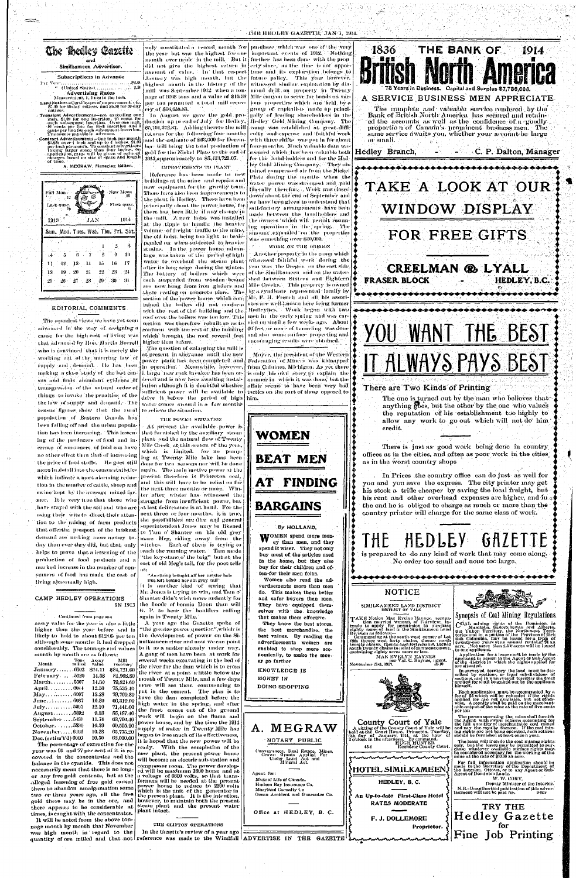# The Hedley Gazette

and

Similkameen Advertiser.

**Subscriptions in Advance**

Per Year ........................... $2.00
(United States) ........................ 2.50

**Advertising Rates**

Measurement, 12 lines to the inch.

Land Notices—Certificates of improvement, etc. $7.00 for 60-day notices, and $5.00 for 30-day notices.

Transient Advertisements—not exceeding one inch, $1.00 for one insertion, 25 cents for each subsequent insertion. Over one inch, 10 cents per line for first insertion and 5 cents per line for each subsequent insertion. Transients payable in advance.

Contract Advertisements—One inch per month $1.25; over 1 inch and up to 4 inches, $1.00 per inch per month. To constant advertisers taking larger space than four inches, on application, rates will be given of reduced charges, based on size of space and length of time.

A. MEGRAW. Managing Editor.

Full Moon 12 — New Moon 26
Last quar. 19 — First quar. 4

1913 JAN 1914

| Sun. | Mon. | Tues. | Wed. | Thu. | Fri. | Sat. |
|---|---|---|---|---|---|---|
| | | | | 1 | 2 | 3 |
| 4 | 5 | 6 | 7 | 8 | 9 | 10 |
| 11 | 12 | 13 | 14 | 15 | 16 | 17 |
| 18 | 19 | 20 | 21 | 22 | 23 | 24 |
| 25 | 26 | 27 | 28 | 29 | 30 | 31 |

## EDITORIAL COMMENTS

The soundest views we have yet seen advanced in the way of assigning a cause for the high cost of living was that advanced by Hon. Martin Burrell who is convinced that it is merely the working out of the unerring law of supply and demand. He has been making a close study of the last census and finds abundant evidence of transgression of the natural order of things to invoke the penalties of the the law of supply and demand. The census figures show that the rural population of Eastern Canada has been falling off and the urban population has been increasing. This lessening of the producers of food and increase of consumers of food can have no other effect than that of increasing the price of food stuffs. He goes still more in detail into the census statistics which indicate a most alarming reduction in the number of cattle, sheep and swine kept by the average mixed farmer. It is very true that those who have stayed with the soil and who are using their wits to direct their attention to the raising of farm products that offer the prospect of the briskest demand are making more money to-day than ever they did, but that only helps to prove that a lessening of the production of food products and a marked increase in the number of consumers of food has made the cost of living abnormally high.

## CAMP HEDLEY OPERATIONS IN 1913

(Continued from page one)

assay value for the year is also a little higher than the year before and is likely to hold to about $12.05 per ton although some months it had dropped considerably. The tonnage and values month by month are as follows:

| Month | Tons milled | Assay value | Mill recovery |
|---|---|---|---|
| January | 6002 | $14.11 | $84,721.60 |
| February | 5020 | 14.58 | 81,968.80 |
| March | 5507 | 14.50 | 79,824.60 |
| April | 6944 | 12.50 | 75,535.40 |
| May | 6607 | 13.28 | 79,760.80 |
| June | 6087 | 10.30 | 60,319.00 |
| July | 5905 | 12.10 | 71,441.00 |
| August | 5802 | 9.53 | 53,187.40 |
| September | 5430 | 11.74 | 63,700.40 |
| October | 5830 | 10.30 | 60,505.20 |
| November | 6103 | 10.28 | 65,775.20 |
| Dec. (estim'td) | 6600 | 10.50 | 68,000.00 |

The percentage of extraction for the year was 91 and 77 per cent of it is recovered in the concentrates and the balance in the cyanide. This does not necessarily mean that there is no longer any free gold contents, but as the alleged lessening of free gold caused them to abandon amalgamation some two or three years ago, all the free gold there may be in the ore, and there appears to be considerable at times, is caught with the concentrates.

It will be noted from the above tonnage month by month that November was high month in regard to the quantity of ore milled and that not only constituted a record month for the year but was the highest for one month ever made in the mill. But it did not give the highest return in amount of value. In that respect January was high month, but the highest month in the history of the mill was September 1912 when a tonnage of 6098 tons and a value of $16.33 per ton permitted a total mill recovery of $86,656.83.

In August we gave the gold production up to end of July for Hedley, $5,301,372.87. Adding thereto the mill returns for the following four months and the estimate of $68,000 for December will bring the total production of gold for the Nickel Plate to the end of 1913, approximately to $5,413,721.07.

### IMPROVEMENTS TO PLANT

Reference has been made to new buildings at the mine and repairs and new equipment for the gravity tram. There have also been improvements to the plant in Hedley. These have been principally about the power house, for there has been little if any change in the mill. A new hoist was installed at the tipple to handle the heavier volume of freight traffic to the mine, the old hoist being too light to be depended on when subjected to heavier strains. In the power house advantage was taken of the period of high water to overhaul the steam plant after its long seige during the winter. The battery of boilers which were each suspended from wooden beams are now hung from iron girders and these resting on concrete piers. The section of the power house which contained the boilers did not conform with the rest of the building and the roof over the boilers was too low. This section was therefore rebuilt so as to conform with the rest of the building which brought the roof several feet higher than before.

The question of enlarging the mill is at present in abeyance until the new power plant has been completed and in operation. Meanwhile, however, a large new rock breaker has been ordered and is now here awaiting installation although it is doubtful whether sufficient power will be available to drive it before the period of high water comes around in a few months to relieve the situation.

### THE POWER SITUATION

At present the available power is that furnished by the auxiliary steam plant and the natural flow of Twenty Mile Creek at this season of the year, which is limited. For no pumping at Twenty Mile lake has been done for two seasons nor will be done again. The main motive power at the present therefore is Princeton coal, and this will have to be relied on for the next three months or more. Winter after winter has witnessed the struggle from insufficient power, but at last deliverance is at hand. For the next three or four months, it is true, the possibilities are dire and general superintendent Jones may be likened to Tam o' Shanter on his old grey mare Meg, riding away from the witches. Each of them is trying to reach the running water. Tam made "the key-stane o' the brig" but at the cost of old Meg's tail, for the poet tells us:

> "As spring brought aff her master hale
> But left behind her ain grey tail"

It is another kind of spring that Mr. Jones is trying to win, and Tam o' Shanter didn't wish more ardently for the floods of bonnie Doon than will G. P. to hear the boulders rolling again in Twenty Mile.

A year ago the Gazette spoke of "the greater power question", which is the development of power on the Similkameen river and now we can point to it as a matter already under way. A gang of men have been at work for several weeks excavating in the bed of the river for the dam which is to cross the river at a point a little below the mouth of Twenty Mile, and a few days more will see them commencing to put in the cement. The plan is to have the dam completed before the high water in the spring, and after the frost comes out of the ground work will begin on the flume and power house, and by the time the 1914 supply of water in Twenty Mile has begun to lose much of its effectiveness, it is hoped that the new power will be ready. With the completion of the new plant, the present power house will become an electric sub-station and compressor room. The power developed will be maximum 1800 horse and at a voltage of 6600 volts, so that transformers will be needed at the present power house to reduce to 2200 volts, which is the unit of the generator in the present plant. It is the intention, however, to maintain both the present steam plant and the present water plant intact.

### THE CLIFTON OPERATIONS

In the Gazette's review of a year ago reference was made to the Windfall purchase which was one of the very important events of 1912. Nothing further has been done with the property since, as the time is not opportune and its exploration belongs to future policy. This year however, witnessed similar exploration by diamond drill on property in Twenty Mile canyon to serve for leads on various properties which are held by a group of capitalists made up principally of leading shareholders in the Hedley Gold Mining Company. The camp was established at great difficulty and expense and faithful work with three shifts was put in for about four months. Much valuable data was secured which has been valuable both for the bond-holders and for the Hedley Gold Mining Company. They obtained compressed air from the Nickel Plate during the months when the water power was strongest and paid liberally therefor. Work was closed down about the end of September and we have been given to understand that satisfactory arrangements have been made between the bondholders and the owners which will permit resuming operations in the spring. The amount expended on the properties was something over $10,000.

### WORK ON THE OREGON

Another property in the camp which witnessed faithful work during the year was the Oregon on the east side of the Similkameen and on the watershed between Sixteen and Eighteen Mile Creeks. This property is owned by a syndicate represented locally by Mr. F. H. French and all his associates are well-known here being former Hedleyites. Work began with two men in the early spring and was carried on until a few weeks ago. About 60 feet or more of tunneling was done and also some surface prospecting and encouraging results were obtained.

Moyer, the president of the Western Federation of Miners was kidnapped from Calumet, Michigan. As yet there is only his own story to explain the manner in which it was done, but the affair seems to have been very bad tactics on the part of those opposed to him.

---

# WOMEN BEAT MEN AT FINDING BARGAINS

**By HOLLAND.**

WOMEN spend more money than men, and they spend it wiser. They not only buy most of the articles used in the home, but they also buy for their children and often for their men folks.

Women also read the advertisements more than men do. This makes them better and safer buyers than men. They have equipped themselves with the knowledge that makes them effective.

They know the best stores, the best merchandise, the best values. By reading the advertisements women are enabled to shop more economically, to make the money go farther

KNOWLEDGE IS MONEY IN DOING SHOPPING

---

# A. MEGRAW

NOTARY PUBLIC

Conveyancer, Real Estate, Mines, Crown Grants Applied For Under Land Act and Mineral Act.

Agent for:
Mutual Life of Canada.
Hudson Bay Insurance Co.
Maryland Casualty Co.
Ocean Accident and Guarantee Co.

Office at HEDLEY, B. C.

ADVERTISE IN THE GAZETTE

---

# 1836 THE BANK OF 1914 British North America

78 Years in Business. Capital and Surplus $7,786,666.

**A SERVICE BUSINESS MEN APPRECIATE**

The complete and valuable service rendered by the Bank of British North America has secured and retained the accounts as well as the confidence of a goodly proportion of Canada's prominent business men. The same service awaits you, whether your account be large or small.

Hedley Branch, — C. P. Dalton, Manager

---

# TAKE A LOOK AT OUR WINDOW DISPLAY FOR FREE GIFTS

**CREELMAN & LYALL**

FRASER BLOCK — HEDLEY, B.C.

---

# YOU WANT THE BEST IT ALWAYS PAYS BEST

**There are Two Kinds of Printing**

The one is turned out by the man who believes that anything goes, but the other by the one who values the reputation of his establishment too highly to allow any work to go out which will not do him credit.

There is just as good work being done in country offices as in the cities, and often as poor work in the cities as in the worst country shops

In Prices the country office can do just as well for you and you save the express. The city printer may get his stock a trifle cheaper by saving the local freight, but his rent and other overhead expenses are higher, and in the end he is obliged to charge as much or more than the country printer will charge for the same class of work.

# THE HEDLEY GAZETTE

is prepared to do any kind of work that may come along. No order too small and none too large.

---

## NOTICE

SIMILKAMEEN LAND DISTRICT
DISTRICT OF YALE

TAKE Notice Mae Evelyn Haynes, occupation married woman, of Fairview, intends to apply for permission to purchase eighty acres of land in the Similkameen Land Division as follows:—

Commencing at the south-west corner of Lot 2884 thence west forty chains, thence north twenty chains, thence east forty chains, thence south twenty chains to point of commencement, containing eighty acres more or less.

MAE EVELYN HAYNES
per Val. C. Haynes, agent.

November 21st, 1913. 48-10

---

## County Court of Yale

A sitting of the County Court of Yale will be held at the Court House, Princeton, Tuesday, 6th day of January, 1914, at the hour of 2 o'clock in the afternoon. By command.

HUGH HUNTER
Registrar County Court.

45-4

---

# HOTEL SIMILKAMEEN

HEDLEY, B. C.

**An Up-to-date First-Class Hotel**

**RATES MODERATE**

F. J. DOLLEMORE
Proprietor.

---

## Synopsis of Coal Mining Regulations

COAL mining rights of the Dominion, in Manitoba, Saskatchewan and Alberta, the Yukon Territory, the North-west Territories and in a portion of the Province of British Columbia, may be leased for a term of twenty-one years at an annual rental of $1 an acre. Not more than 2,560 acres will be leased to one applicant.

Application for a lease must be made by the applicant in person to the Agent or Sub-Agent of the district in which the rights applied for are situated.

In surveyed territory the land must be described by sections, or legal sub-divisions of sections, and in unsurveyed territory the tract applied for shall be staked out by the applicant himself.

Each application must be accompanied by a fee of $5 which will be refunded if the rights applied for are not available, but not otherwise. A royalty shall be paid on the merchantable output of the mine at the rate of five cents per ton.

The person operating the mine shall furnish the Agent with sworn returns accounting for the full quantity of merchantable coal mined and pay the royalty thereon. If the coal mining rights are not being operated, such returns should be furnished at least once a year.

The lease will include the coal mining rights only, but the lessee may be permitted to purchase whatever available surface rights may be considered necessary for the working of the mine at the rate of $10.00 an acre.

For full information application should be made to the Secretary of the Department of the Interior, Ottawa, or to any Agent or Sub-Agent of Dominion Lands.

W. W. CORY,
Deputy Minister of the Interior.

N.B.—Unauthorized publication of this advertisement will not be paid for. 9-6m

---

TRY THE **Hedley Gazette** for **Fine Job Printing**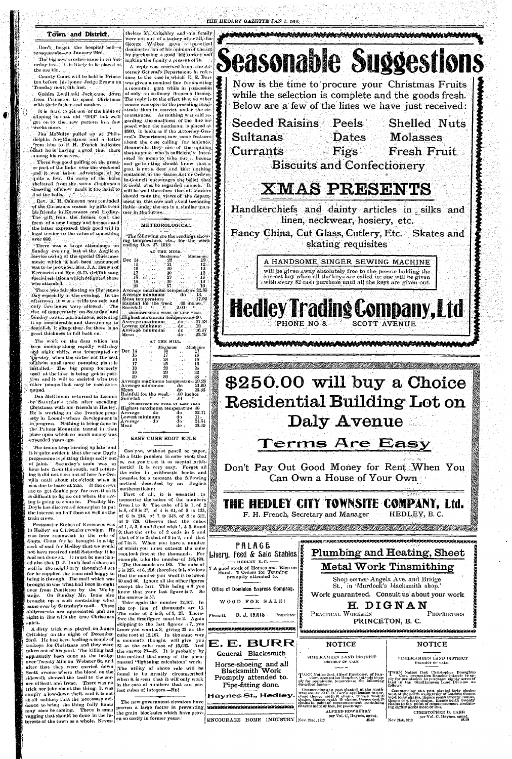## Town and District.

Don't forget the hospital ball—a masquerade—on January 23rd.

The big new crusher came in on Saturday last. It is likely to be placed at the ore bin.

County Court will be held in Princeton before his honor Judge Brown on Tuesday next, 6th inst.

Geddes Lyall and Jack came down from Princeton to spend Christmas with their father and mother.

It is hard to get out of the habit of slipping in that old "1913" but we'll get on to the new pattern in a few weeks more.

Jim McNulty pulled up at Philadelphia for Christmas and a letter from him to F. H. French indicates that he is having a good time there among his relatives.

There was good golfing on the greater part of the links over the week-end and it was taken advantage of by quite a few. On some of the holes sheltered from the sun a diaphanous dressing of snow made it too hard to find the balls.

Rev. A. H. Cameron was reminded of the Christmas season by gifts from his friends in Keremeos and Hedley. The gift from the former took the form of a new buggy and harness and the latter expressed their good will in legal tender to the value of something over $80.

There was a large attendance on Sunday evening last at the Anglican service owing of the special Christmas music which it had been announced was to be provided. Mrs. J. A. Brown of Keremeos and Rev. G. D. Griffith sang special selections which delighted those who attended.

There was fair skating on Christmas Day especially in the evening. In the afternoon it was a trifle too soft and only two hours were allowed. The rise of temperature on Saturday and Sunday was a bit ominous, softening it up considerable and threatening to demolish it altogether for there is no great thickness to fall back on.

The work on the dam which has been moving along rapidly with day and night shifts was interrupted on Tuesday when the water got the best of them until more pumping plant is installed. The big pump formerly used at the lake is being got in position and it will be assisted with two other pumps that may be used as required.

Dan McKinnon returned to Loomis by Saturday's train after spending Christmas with his friends in Hedley. He is working on the Ivanhoe property in Loomis where development is in progress. Nothing is being done in the Palmer Mountain tunnel in that place upon which so much money was expended years ago.

The trains keep turning up late and it is quite evident that the new Doyle programme is putting things sadly out of joint. Saturday's train was an hour late from the south, and returning it did not turn out of here for Oroville until about six o'clock when it was due to leave at 2:55. If the crews are to get double pay for over-time it is difficult to figure out where the saving is going to come in. Possibly Mr. Doyle has discovered some plan to put the interest on half time as well as the train crews.

Postmaster Riches of Keremeos was in Hedley on Christmas evening. He was here somewhat in the role of Santa Claus for he brought in a big sack of mail for Hedley that we would not have received until Saturday if he had not done so. It must be mentioned also that D. J. Innis had a share as well in the neighborly thoughtful act for he supplied the team and buggy to bring it through. The mail which was brought in was what had been brought over from Penticton by the Welby stage. On Sunday Mr. Innis also brought up a sack containing what came over by Saturday's mail. These obligements are appreciated and are right in line with the true Christmas spirit.

A dirty trick was played on James Critchley on the night of December 23rd. He had been feeding a couple of turkeys for Christmas and they were taken out of his yard. The killing had apparently been done at the bridge over Twenty Mile on Webster St. and after that they were carried down Scott avenue where the blood on the sidewalk showed the trail to the corner of Scott and Irene. There was no trick nor joke about the thing. It was simply a low-down theft, and it is not at all unlikely that the necessary evidence to bring the thing fully home may soon be coming. There is some vagging that should be done in the interests of the town as a whole. Nevertheless Mr. Critchley and his family were not out of a turkey after all, for George Walker gave a practical demonstration of his opinion of the act by purchasing a good big turkey and making the family a present of it.

A reply was received from the Attorney General's Department in reference to the case in which S. E. Burr was given a nominal fine for shooting a mountain goat while in possession of only an ordinary firearms license. The reply is to the effect that no other course was open to the presiding magistrate than to convict under the circumstances. As nothing was said regarding the smallness of the fine imposed when the maximum is placed at $300, it looks as if the Attorney-General's Department saw some features about the case calling for leniency. Meanwhile they are of the opinion that anyone who is sufficiently interested in game to take out a licence and go hunting should know that a goat is not a deer and that nothing contained in the Game Act or Orders-in-Council encourages the belief that it could ever be regarded as such. It will be well therefore that all hunters should note the views of the department in this case and avoid becoming liable under the act in a similar manner in the future.

### METEOROLOGICAL.

The following are the readings showing temperature, etc., for the week ending Dec. 27, 1913:

AT THE MINE.

| | Maximum | Minimum |
|---|---|---|
| Dec 14 | 22 | 13 |
| 15 | 21 | 12 |
| 16 | 20 | 12 |
| 17 | 30 | 12 |
| 18 | 23 | 14 |
| 19 | 20 | 13 |
| 20 | 37 | 16 |

Average maximum temperature 22.85
Average minimum do 13.
Mean temperature 17.92
Rainfall for the week .00 inches.
Snowfall " " 2.00 "

CORRESPONDING WEEK OF LAST YEAR

Highest maximum temperature 30.
Average maximum do 27.28
Lowest minimum do 12.
Average minimum do 16.57
Mean do 22.78

AT THE MILL.

| | Maximum | Minimum |
|---|---|---|
| Dec 14 | 30 | 17 |
| 15 | 17 | 16 |
| 16 | 28 | 18 |
| 17 | 25 | 16 |
| 18 | 23 | 24 |
| 19 | 20 | 32 |
| 20 | 30 | 28 |

Average maximum temperature 29.28
Average minimum do 21.50
Mean do 25.83
Rainfall for the week .00 inches
Snowfall " " .61 "

CORRESPONDING WEEK OF LAST YEAR

Highest maximum temperature 40
Average do do 32.71
Lowest minimum do 11.
Average do do 21.54
Mean do 23.49

### EASY CUBE ROOT RULE

Can you, without pencil or paper, do a little problem in cube root; that is, can you treat it as mental arithmetic? It is very easy. Forget all the rules in arithmetic books and consider for a moment the following method described by an English mathematician:

First of all, it is essential to memorize the cubes of the numbers from 1 to 9. The cube of 1 is 1, of 2 is 8, of 3 is 27, of 4 is 64, of 5 is 125, of 6 is 216, of 7 is 343, of 8 is 512, of 9 729. Observe that the cubes of 1, 4, 5, 6 and 9 end with 1, 4, 5, 6 and 9; that the cube of 2 ends in 8 and that of 8 in 2; that of 3 in 7, and that of 7 in 3. When you have a number of which you must extract the cube root look first at the thousands. For example, take the number of 185,193. The thousands are 185. The cube of 5 is 125, of 6, 216; therefore it is obvious that the number you want is between 50 and 60. Ignore all the other figures except the last. This being a 3 you know that your last figure is 7. So the answer is 57.

Take again the number 12,167. In the top line of thousands are 12. The cube of 2 is 8; of 3, 27. Therefore the first figure must be 2. Again skipping to the last figures a 7, you know you want a 3, giving 23 as the cube root of 12,167. In the same way a moment's thought will give you 25 as the cube root of 15,625. And the answer 23—25. It is probably by this method that many of the phenomenal "lightning calculators" work. [The utility of above rule will be found to be greatly circumscribed when it is seen that it will only work in the case of numbers that are perfect cubes of integers.—Ed]

The new government elevators have proven a large factor in preventing the grain blockades which have proven so costly in former years.

---

# Seasonable Suggestions

Now is the time to procure your Christmas Fruits while the selection is complete and the goods fresh. Below are a few of the lines we have just received:

Seeded Raisins — Peels — Shelled Nuts
Sultanas — Dates — Molasses
Currants — Figs — Fresh Fruit
Biscuits and Confectionery

## XMAS PRESENTS

Handkerchiefs and dainty articles in silks and linen, neckwear, hosiery, etc.

Fancy China, Cut Glass, Cutlery, Etc. Skates and skating requisites

A HANDSOME SINGER SEWING MACHINE will be given away absolutely free to the person holding the correct key when all the keys are called in; one will be given with every $2 cash purchase until all the keys are given out.

## Hedley Trading Company, Ltd

PHONE NO 8. SCOTT AVENUE

---

# $250.00 will buy a Choice Residential Building Lot on Daly Avenue

## Terms Are Easy

Don't Pay Out Good Money for Rent When You Can Own a House of Your Own

## THE HEDLEY CITY TOWNSITE COMPANY, Ltd.

F. H. French, Secretary and Manager HEDLEY, B. C.

---

### PALACE
### Livery, Feed & Sale Stables

HEDLEY B. C.

¶ A good stock of Horses and Rigs on Hand. ¶ Orders for Teaming promptly attended to.

Office of Dominion Express Company.

WOOD FOR SALE!

Phone 11. D. J. INNIS Proprietor

---

### Plumbing and Heating, Sheet Metal Work Tinsmithing

Shop corner Angela Ave. and Bridge St., in Murdock's blacksmith shop.

Work guaranteed. Consult us about your work

## H. DIGNAN

PRACTICAL WORKMEN PROPRIETORS

PRINCETON, B. C.

---

## E. E. BURR

General Blacksmith

Horse-shoeing and all Blacksmith Work Promptly attended to. Pipe-fitting done.

Haynes St., Hedley.

ENCOURAGE HOME INDUSTRY

---

### NOTICE

SIMILKAMEEN LAND DISTRICT
DISTRICT OF YALE

TAKE Notice that Alfred Rowberry, of Fairview, occupation Rancher, intends to apply for permission to purchase the following described lands:—

Commencing at a post planted at the southwest corner of C. D. Carr's application to purchase thence north 40 chains, thence west 20 chains, thence south 40 chains, thence east 20 chains to point of commencement containing 80 acres more or less, for pasturage.

ALFRED ROWBERRY
per Val. C. Haynes, agent.

Nov. 22nd, 1913 48-10

---

### NOTICE

SIMILKAMEEN LAND DISTRICT
DISTRICT OF YALE

TAKE Notice that Christopher Donoghue Carr, occupation Rancher intends to apply for permission to purchase eighty acres of land in the Similkameen Land Division as follows:

Commencing at a post planted forty chains west of the north west corner of lot 3850; thence west forty chains, thence south twenty chains, thence east forty chains, thence north twenty chains to the point of commencement containing eighty acres more or less.

CHRISTOPHER D. CARR
per Val. C. Haynes, agent.

Nov 21st, 1913 48-10